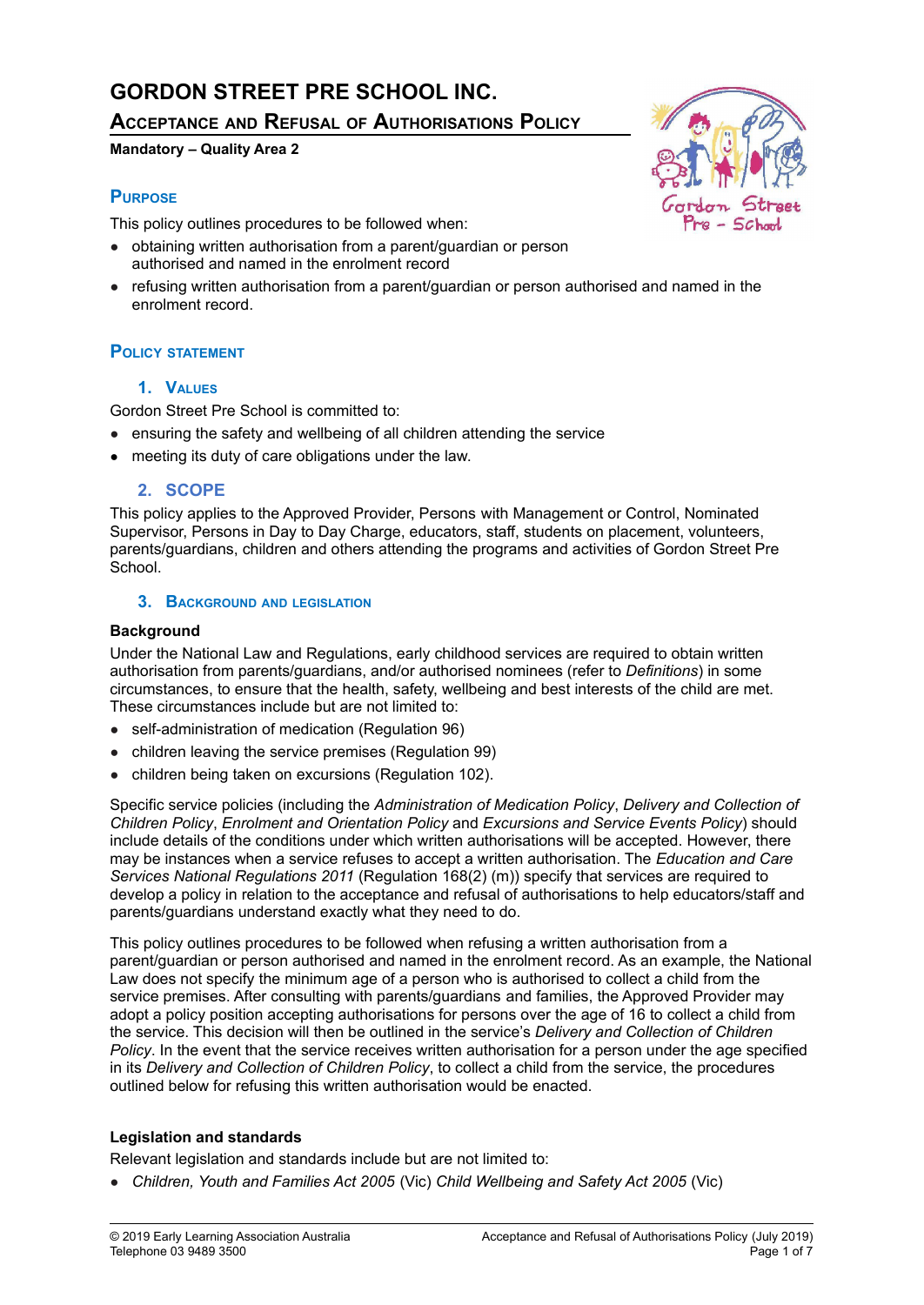# GORDON STREET PRE SCHOOL INC.

## Acceptance and Refusal of Authorisations Policy

**Mandatory – Quality Area 2**

## Purpose

This policy outlines procedures to be followed when:

- obtaining written authorisation from a parent/guardian or person authorised and named in the enrolment record
- refusing written authorisation from a parent/guardian or person authorised and named in the enrolment record.

## Policy statement

### 1. Values

Gordon Street Pre School is committed to:

- ensuring the safety and wellbeing of all children attending the service
- meeting its duty of care obligations under the law.

### 2. SCOPE

This policy applies to the Approved Provider, Persons with Management or Control, Nominated Supervisor, Persons in Day to Day Charge, educators, staff, students on placement, volunteers, parents/guardians, children and others attending the programs and activities of Gordon Street Pre School.

### 3. Background and legislation

**Background**

Under the National Law and Regulations, early childhood services are required to obtain written authorisation from parents/guardians, and/or authorised nominees (refer to *Definitions*) in some circumstances, to ensure that the health, safety, wellbeing and best interests of the child are met. These circumstances include but are not limited to:

- self-administration of medication (Regulation 96)
- children leaving the service premises (Regulation 99)
- children being taken on excursions (Regulation 102).

Specific service policies (including the *Administration of Medication Policy*, *Delivery and Collection of Children Policy*, *Enrolment and Orientation Policy* and *Excursions and Service Events Policy*) should include details of the conditions under which written authorisations will be accepted. However, there may be instances when a service refuses to accept a written authorisation. The *Education and Care Services National Regulations 2011* (Regulation 168(2) (m)) specify that services are required to develop a policy in relation to the acceptance and refusal of authorisations to help educators/staff and parents/guardians understand exactly what they need to do.

This policy outlines procedures to be followed when refusing a written authorisation from a parent/guardian or person authorised and named in the enrolment record. As an example, the National Law does not specify the minimum age of a person who is authorised to collect a child from the service premises. After consulting with parents/guardians and families, the Approved Provider may adopt a policy position accepting authorisations for persons over the age of 16 to collect a child from the service. This decision will then be outlined in the service's *Delivery and Collection of Children Policy*. In the event that the service receives written authorisation for a person under the age specified in its *Delivery and Collection of Children Policy*, to collect a child from the service, the procedures outlined below for refusing this written authorisation would be enacted.

**Legislation and standards**

Relevant legislation and standards include but are not limited to:

- *Children, Youth and Families Act 2005* (Vic) *Child Wellbeing and Safety Act 2005* (Vic)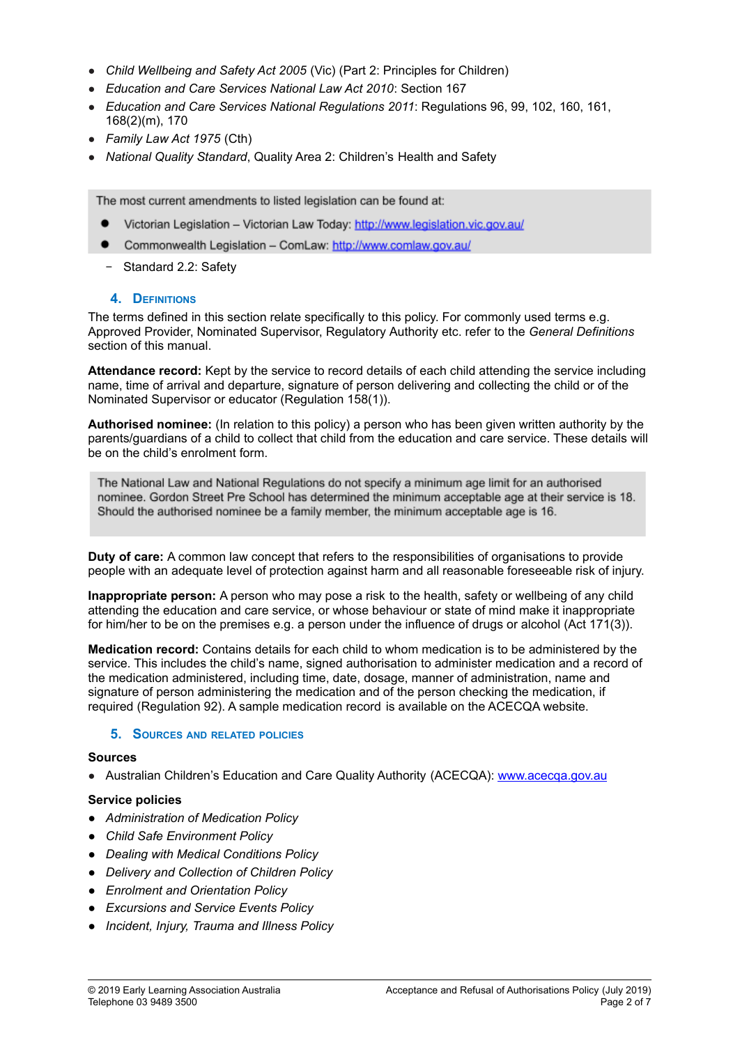- *Child Wellbeing and Safety Act 2005* (Vic) (Part 2: Principles for Children)
- *Education and Care Services National Law Act 2010*: Section 167
- *Education and Care Services National Regulations 2011*: Regulations 96, 99, 102, 160, 161, 168(2)(m), 170
- *Family Law Act 1975* (Cth)
- *National Quality Standard*, Quality Area 2: Children's Health and Safety

The most current amendments to listed legislation can be found at:

- Victorian Legislation – Victorian Law Today: http://www.legislation.vic.gov.au/
- Commonwealth Legislation – ComLaw: http://www.comlaw.gov.au/

  − Standard 2.2: Safety

## 4. Definitions

The terms defined in this section relate specifically to this policy. For commonly used terms e.g. Approved Provider, Nominated Supervisor, Regulatory Authority etc. refer to the *General Definitions* section of this manual.

**Attendance record:** Kept by the service to record details of each child attending the service including name, time of arrival and departure, signature of person delivering and collecting the child or of the Nominated Supervisor or educator (Regulation 158(1)).

**Authorised nominee:** (In relation to this policy) a person who has been given written authority by the parents/guardians of a child to collect that child from the education and care service. These details will be on the child's enrolment form.

The National Law and National Regulations do not specify a minimum age limit for an authorised nominee. Gordon Street Pre School has determined the minimum acceptable age at their service is 18. Should the authorised nominee be a family member, the minimum acceptable age is 16.

**Duty of care:** A common law concept that refers to the responsibilities of organisations to provide people with an adequate level of protection against harm and all reasonable foreseeable risk of injury.

**Inappropriate person:** A person who may pose a risk to the health, safety or wellbeing of any child attending the education and care service, or whose behaviour or state of mind make it inappropriate for him/her to be on the premises e.g. a person under the influence of drugs or alcohol (Act 171(3)).

**Medication record:** Contains details for each child to whom medication is to be administered by the service. This includes the child's name, signed authorisation to administer medication and a record of the medication administered, including time, date, dosage, manner of administration, name and signature of person administering the medication and of the person checking the medication, if required (Regulation 92). A sample medication record is available on the ACECQA website.

## 5. Sources and related policies

### Sources

- Australian Children's Education and Care Quality Authority (ACECQA): www.acecqa.gov.au

### Service policies

- *Administration of Medication Policy*
- *Child Safe Environment Policy*
- *Dealing with Medical Conditions Policy*
- *Delivery and Collection of Children Policy*
- *Enrolment and Orientation Policy*
- *Excursions and Service Events Policy*
- *Incident, Injury, Trauma and Illness Policy*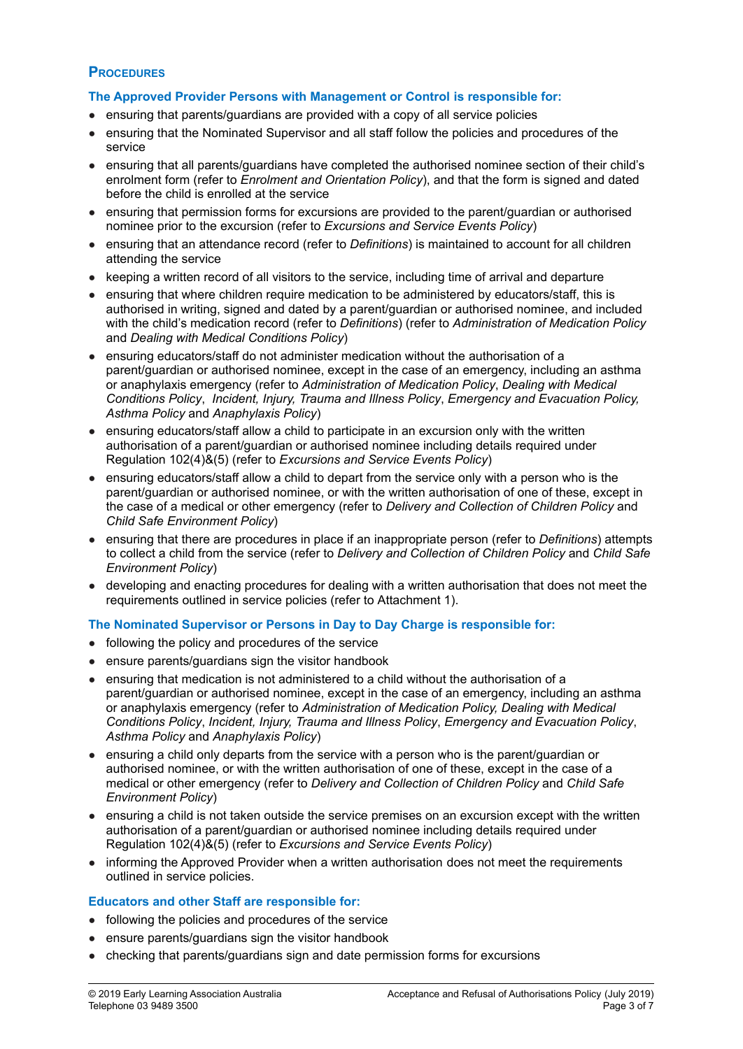## PROCEDURES

### The Approved Provider Persons with Management or Control is responsible for:

- ensuring that parents/guardians are provided with a copy of all service policies
- ensuring that the Nominated Supervisor and all staff follow the policies and procedures of the service
- ensuring that all parents/guardians have completed the authorised nominee section of their child's enrolment form (refer to *Enrolment and Orientation Policy*), and that the form is signed and dated before the child is enrolled at the service
- ensuring that permission forms for excursions are provided to the parent/guardian or authorised nominee prior to the excursion (refer to *Excursions and Service Events Policy*)
- ensuring that an attendance record (refer to *Definitions*) is maintained to account for all children attending the service
- keeping a written record of all visitors to the service, including time of arrival and departure
- ensuring that where children require medication to be administered by educators/staff, this is authorised in writing, signed and dated by a parent/guardian or authorised nominee, and included with the child's medication record (refer to *Definitions*) (refer to *Administration of Medication Policy* and *Dealing with Medical Conditions Policy*)
- ensuring educators/staff do not administer medication without the authorisation of a parent/guardian or authorised nominee, except in the case of an emergency, including an asthma or anaphylaxis emergency (refer to *Administration of Medication Policy*, *Dealing with Medical Conditions Policy*, *Incident, Injury, Trauma and Illness Policy*, *Emergency and Evacuation Policy, Asthma Policy* and *Anaphylaxis Policy*)
- ensuring educators/staff allow a child to participate in an excursion only with the written authorisation of a parent/guardian or authorised nominee including details required under Regulation 102(4)&(5) (refer to *Excursions and Service Events Policy*)
- ensuring educators/staff allow a child to depart from the service only with a person who is the parent/guardian or authorised nominee, or with the written authorisation of one of these, except in the case of a medical or other emergency (refer to *Delivery and Collection of Children Policy* and *Child Safe Environment Policy*)
- ensuring that there are procedures in place if an inappropriate person (refer to *Definitions*) attempts to collect a child from the service (refer to *Delivery and Collection of Children Policy* and *Child Safe Environment Policy*)
- developing and enacting procedures for dealing with a written authorisation that does not meet the requirements outlined in service policies (refer to Attachment 1).

### The Nominated Supervisor or Persons in Day to Day Charge is responsible for:

- following the policy and procedures of the service
- ensure parents/guardians sign the visitor handbook
- ensuring that medication is not administered to a child without the authorisation of a parent/guardian or authorised nominee, except in the case of an emergency, including an asthma or anaphylaxis emergency (refer to *Administration of Medication Policy, Dealing with Medical Conditions Policy*, *Incident, Injury, Trauma and Illness Policy*, *Emergency and Evacuation Policy*, *Asthma Policy* and *Anaphylaxis Policy*)
- ensuring a child only departs from the service with a person who is the parent/guardian or authorised nominee, or with the written authorisation of one of these, except in the case of a medical or other emergency (refer to *Delivery and Collection of Children Policy* and *Child Safe Environment Policy*)
- ensuring a child is not taken outside the service premises on an excursion except with the written authorisation of a parent/guardian or authorised nominee including details required under Regulation 102(4)&(5) (refer to *Excursions and Service Events Policy*)
- informing the Approved Provider when a written authorisation does not meet the requirements outlined in service policies.

### Educators and other Staff are responsible for:

- following the policies and procedures of the service
- ensure parents/guardians sign the visitor handbook
- checking that parents/guardians sign and date permission forms for excursions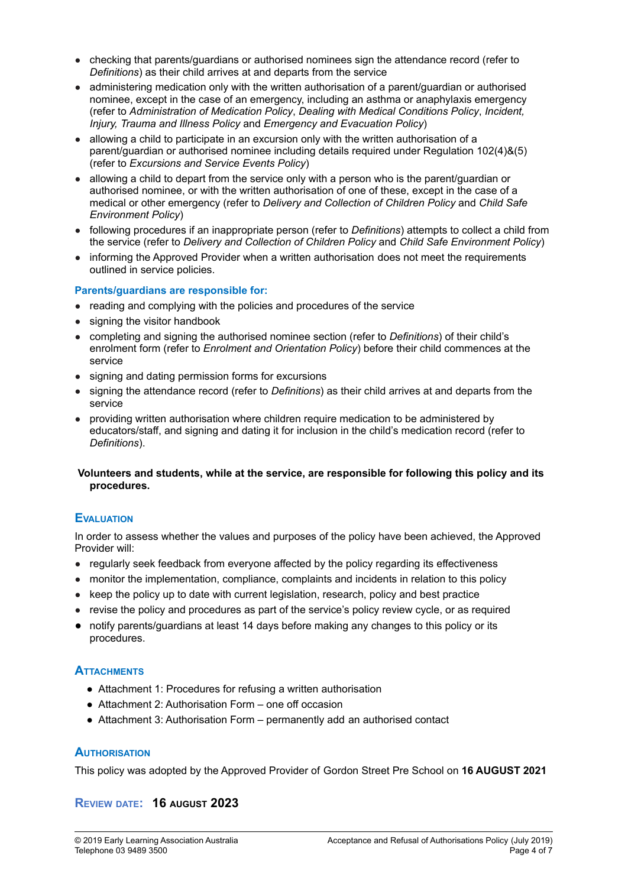- checking that parents/guardians or authorised nominees sign the attendance record (refer to *Definitions*) as their child arrives at and departs from the service
- administering medication only with the written authorisation of a parent/guardian or authorised nominee, except in the case of an emergency, including an asthma or anaphylaxis emergency (refer to *Administration of Medication Policy*, *Dealing with Medical Conditions Policy*, *Incident, Injury, Trauma and Illness Policy* and *Emergency and Evacuation Policy*)
- allowing a child to participate in an excursion only with the written authorisation of a parent/guardian or authorised nominee including details required under Regulation 102(4)&(5) (refer to *Excursions and Service Events Policy*)
- allowing a child to depart from the service only with a person who is the parent/guardian or authorised nominee, or with the written authorisation of one of these, except in the case of a medical or other emergency (refer to *Delivery and Collection of Children Policy* and *Child Safe Environment Policy*)
- following procedures if an inappropriate person (refer to *Definitions*) attempts to collect a child from the service (refer to *Delivery and Collection of Children Policy* and *Child Safe Environment Policy*)
- informing the Approved Provider when a written authorisation does not meet the requirements outlined in service policies.

**Parents/guardians are responsible for:**

- reading and complying with the policies and procedures of the service
- signing the visitor handbook
- completing and signing the authorised nominee section (refer to *Definitions*) of their child's enrolment form (refer to *Enrolment and Orientation Policy*) before their child commences at the service
- signing and dating permission forms for excursions
- signing the attendance record (refer to *Definitions*) as their child arrives at and departs from the service
- providing written authorisation where children require medication to be administered by educators/staff, and signing and dating it for inclusion in the child's medication record (refer to *Definitions*).

**Volunteers and students, while at the service, are responsible for following this policy and its procedures.**

## Evaluation

In order to assess whether the values and purposes of the policy have been achieved, the Approved Provider will:

- regularly seek feedback from everyone affected by the policy regarding its effectiveness
- monitor the implementation, compliance, complaints and incidents in relation to this policy
- keep the policy up to date with current legislation, research, policy and best practice
- revise the policy and procedures as part of the service's policy review cycle, or as required
- notify parents/guardians at least 14 days before making any changes to this policy or its procedures.

## Attachments

- Attachment 1: Procedures for refusing a written authorisation
- Attachment 2: Authorisation Form – one off occasion
- Attachment 3: Authorisation Form – permanently add an authorised contact

## Authorisation

This policy was adopted by the Approved Provider of Gordon Street Pre School on **16 AUGUST 2021**

## Review date: **16 August 2023**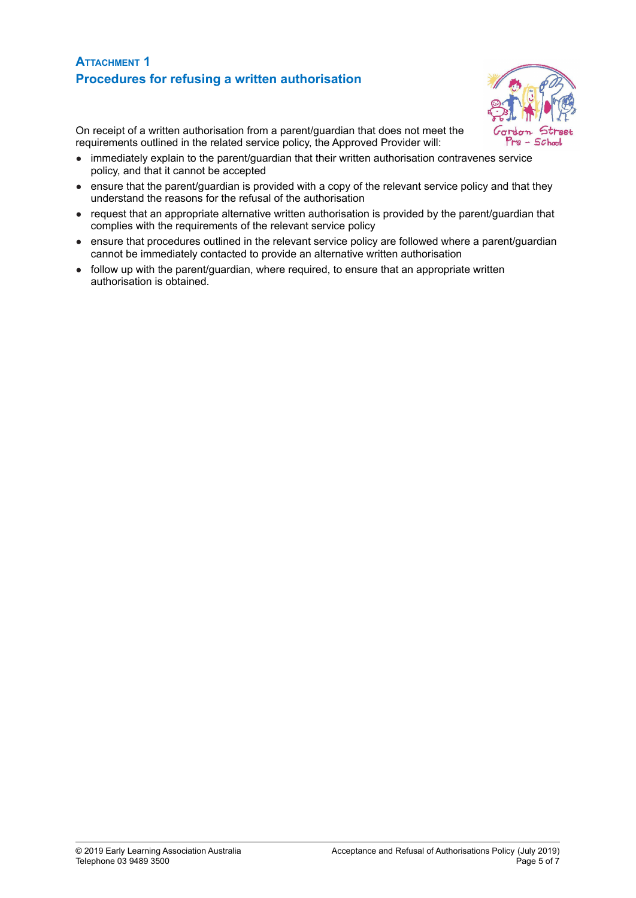## Attachment 1
## Procedures for refusing a written authorisation

On receipt of a written authorisation from a parent/guardian that does not meet the requirements outlined in the related service policy, the Approved Provider will:

- immediately explain to the parent/guardian that their written authorisation contravenes service policy, and that it cannot be accepted
- ensure that the parent/guardian is provided with a copy of the relevant service policy and that they understand the reasons for the refusal of the authorisation
- request that an appropriate alternative written authorisation is provided by the parent/guardian that complies with the requirements of the relevant service policy
- ensure that procedures outlined in the relevant service policy are followed where a parent/guardian cannot be immediately contacted to provide an alternative written authorisation
- follow up with the parent/guardian, where required, to ensure that an appropriate written authorisation is obtained.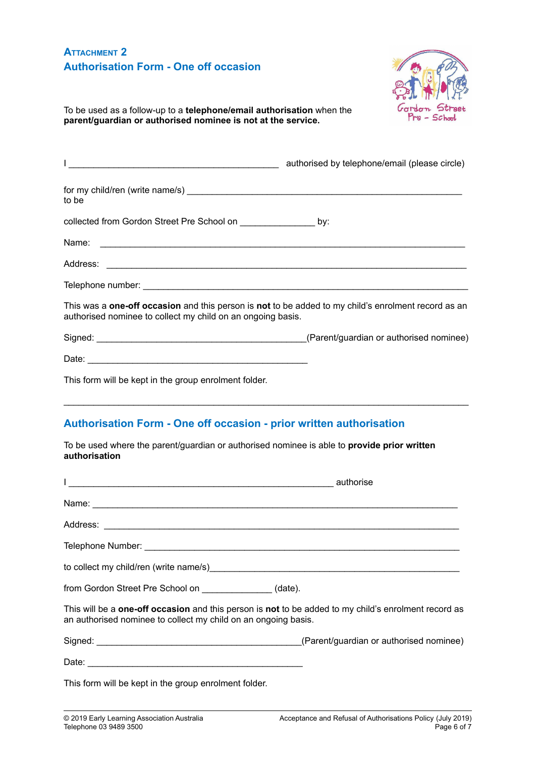## Attachment 2

## Authorisation Form - One off occasion

To be used as a follow-up to a **telephone/email authorisation** when the **parent/guardian or authorised nominee is not at the service.**

I __________________________________________ authorised by telephone/email (please circle)

for my child/ren (write name/s) _______________________________________________________ to be

collected from Gordon Street Pre School on _______________ by:

Name: ___________________________________________________________________________

Address: _________________________________________________________________________

Telephone number: _________________________________________________________________

This was a **one-off occasion** and this person is **not** to be added to my child's enrolment record as an authorised nominee to collect my child on an ongoing basis.

Signed: __________________________________________(Parent/guardian or authorised nominee)

Date: ____________________________________________

This form will be kept in the group enrolment folder.

---

## Authorisation Form - One off occasion - prior written authorisation

To be used where the parent/guardian or authorised nominee is able to **provide prior written authorisation**

I _____________________________________________________ authorise

Name: __________________________________________________________________________

Address: ________________________________________________________________________

Telephone Number: _______________________________________________________________

to collect my child/ren (write name/s)___________________________________________________

from Gordon Street Pre School on ______________ (date).

This will be a **one-off occasion** and this person is **not** to be added to my child's enrolment record as an authorised nominee to collect my child on an ongoing basis.

Signed: _________________________________________(Parent/guardian or authorised nominee)

Date: ___________________________________________

This form will be kept in the group enrolment folder.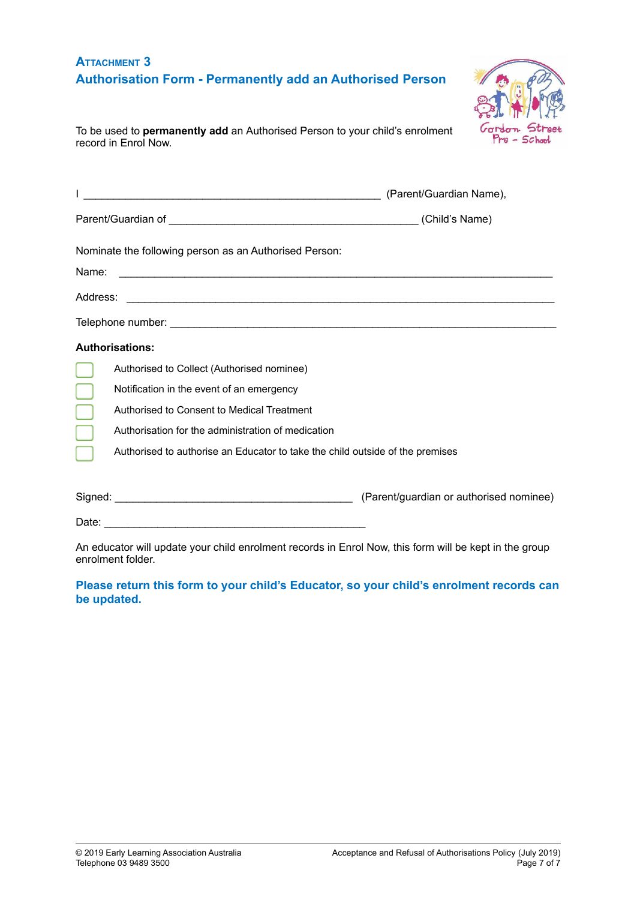## Attachment 3

## Authorisation Form - Permanently add an Authorised Person

To be used to **permanently add** an Authorised Person to your child's enrolment record in Enrol Now.

I ______________________________________________ (Parent/Guardian Name),

Parent/Guardian of ______________________________________ (Child's Name)

Nominate the following person as an Authorised Person:

Name: ______________________________________________________________________

Address: ____________________________________________________________________

Telephone number: ____________________________________________________________

**Authorisations:**

- ☐ Authorised to Collect (Authorised nominee)
- ☐ Notification in the event of an emergency
- ☐ Authorised to Consent to Medical Treatment
- ☐ Authorisation for the administration of medication
- ☐ Authorised to authorise an Educator to take the child outside of the premises

Signed: _____________________________________ (Parent/guardian or authorised nominee)

Date: ________________________________________

An educator will update your child enrolment records in Enrol Now, this form will be kept in the group enrolment folder.

**Please return this form to your child's Educator, so your child's enrolment records can be updated.**

© 2019 Early Learning Association Australia
Telephone 03 9489 3500

Acceptance and Refusal of Authorisations Policy (July 2019)